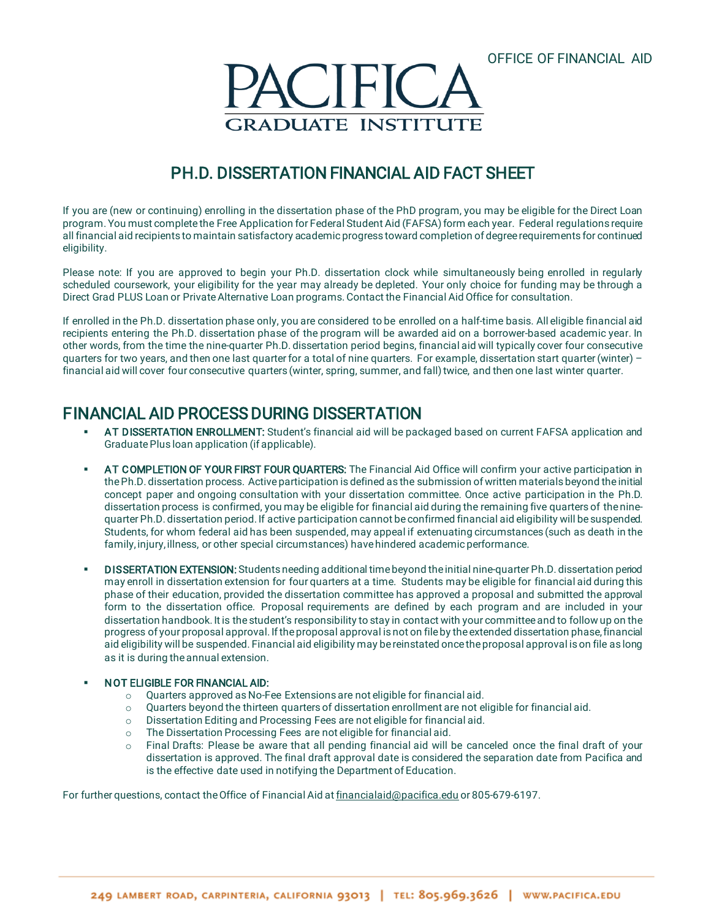OFFICE OF FINANCIAL AID

# PACIFICA GRADUATE INSTITUTE

## PH.D. DISSERTATION FINANCIAL AID FACT SHEET

If you are (new or continuing) enrolling in the dissertation phase of the PhD program, you may be eligible for the Direct Loan program. You must complete the Free Application for Federal Student Aid (FAFSA) form each year. Federal regulations require all financial aid recipients to maintain satisfactory academic progress toward completion of degree requirements for continued eligibility.

Please note: If you are approved to begin your Ph.D. dissertation clock while simultaneously being enrolled in regularly scheduled coursework, your eligibility for the year may already be depleted. Your only choice for funding may be through a Direct Grad PLUS Loan or Private Alternative Loan programs. Contact the Financial Aid Office for consultation.

If enrolled in the Ph.D. dissertation phase only, you are considered to be enrolled on a half-time basis. All eligible financial aid recipients entering the Ph.D. dissertation phase of the program will be awarded aid on a borrower-based academic year. In other words, from the time the nine-quarter Ph.D. dissertation period begins, financial aid will typically cover four consecutive quarters for two years, and then one last quarter for a total of nine quarters. For example, dissertation start quarter (winter) – financial aid will cover four consecutive quarters (winter, spring, summer, and fall) twice, and then one last winter quarter.

## FINANCIAL AID PROCESS DURING DISSERTATION

- **AT DISSERTATION ENROLLMENT:** Student's financial aid will be packaged based on current FAFSA application and Graduate Plus loan application (if applicable).

- **AT COMPLETION OF YOUR FIRST FOUR QUARTERS:** The Financial Aid Office will confirm your active participation in the Ph.D. dissertation process. Active participation is defined as the submission of written materials beyond the initial concept paper and ongoing consultation with your dissertation committee. Once active participation in the Ph.D. dissertation process is confirmed, you may be eligible for financial aid during the remaining five quarters of the nine-quarter Ph.D. dissertation period. If active participation cannot be confirmed financial aid eligibility will be suspended. Students, for whom federal aid has been suspended, may appeal if extenuating circumstances (such as death in the family, injury, illness, or other special circumstances) have hindered academic performance.

- **DISSERTATION EXTENSION:** Students needing additional time beyond the initial nine-quarter Ph.D. dissertation period may enroll in dissertation extension for four quarters at a time. Students may be eligible for financial aid during this phase of their education, provided the dissertation committee has approved a proposal and submitted the approval form to the dissertation office. Proposal requirements are defined by each program and are included in your dissertation handbook. It is the student's responsibility to stay in contact with your committee and to follow up on the progress of your proposal approval. If the proposal approval is not on file by the extended dissertation phase, financial aid eligibility will be suspended. Financial aid eligibility may be reinstated once the proposal approval is on file as long as it is during the annual extension.

- **NOT ELIGIBLE FOR FINANCIAL AID:**
  - Quarters approved as No-Fee Extensions are not eligible for financial aid.
  - Quarters beyond the thirteen quarters of dissertation enrollment are not eligible for financial aid.
  - Dissertation Editing and Processing Fees are not eligible for financial aid.
  - The Dissertation Processing Fees are not eligible for financial aid.
  - Final Drafts: Please be aware that all pending financial aid will be canceled once the final draft of your dissertation is approved. The final draft approval date is considered the separation date from Pacifica and is the effective date used in notifying the Department of Education.

For further questions, contact the Office of Financial Aid at financialaid@pacifica.edu or 805-679-6197.

249 LAMBERT ROAD, CARPINTERIA, CALIFORNIA 93013 | TEL: 805.969.3626 | WWW.PACIFICA.EDU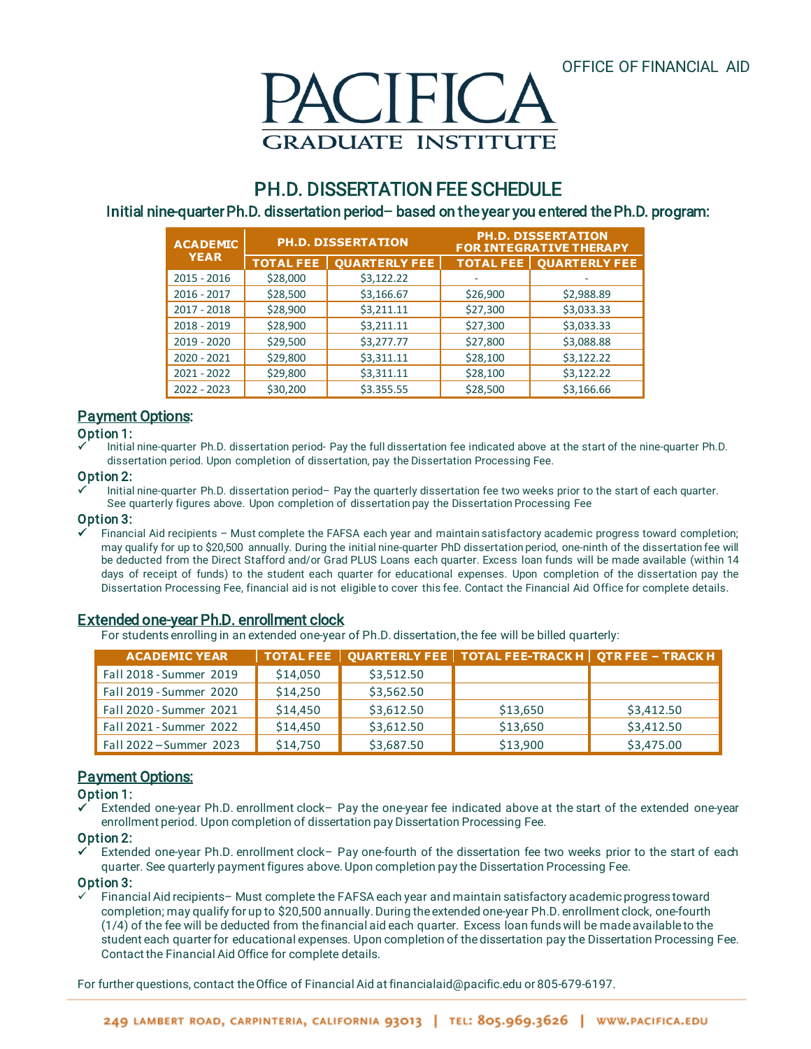OFFICE OF FINANCIAL AID

PACIFICA GRADUATE INSTITUTE

# PH.D. DISSERTATION FEE SCHEDULE

## Initial nine-quarter Ph.D. dissertation period– based on the year you entered the Ph.D. program:

| ACADEMIC YEAR | PH.D. DISSERTATION | | PH.D. DISSERTATION FOR INTEGRATIVE THERAPY | |
|---|---|---|---|---|
| | TOTAL FEE | QUARTERLY FEE | TOTAL FEE | QUARTERLY FEE |
| 2015 - 2016 | $28,000 | $3,122.22 | - | - |
| 2016 - 2017 | $28,500 | $3,166.67 | $26,900 | $2,988.89 |
| 2017 - 2018 | $28,900 | $3,211.11 | $27,300 | $3,033.33 |
| 2018 - 2019 | $28,900 | $3,211.11 | $27,300 | $3,033.33 |
| 2019 - 2020 | $29,500 | $3,277.77 | $27,800 | $3,088.88 |
| 2020 - 2021 | $29,800 | $3,311.11 | $28,100 | $3,122.22 |
| 2021 - 2022 | $29,800 | $3,311.11 | $28,100 | $3,122.22 |
| 2022 - 2023 | $30,200 | $3.355.55 | $28,500 | $3,166.66 |

### Payment Options:

**Option 1:**

- ✓ Initial nine-quarter Ph.D. dissertation period- Pay the full dissertation fee indicated above at the start of the nine-quarter Ph.D. dissertation period. Upon completion of dissertation, pay the Dissertation Processing Fee.

**Option 2:**

- ✓ Initial nine-quarter Ph.D. dissertation period– Pay the quarterly dissertation fee two weeks prior to the start of each quarter. See quarterly figures above. Upon completion of dissertation pay the Dissertation Processing Fee

**Option 3:**

- ✓ Financial Aid recipients – Must complete the FAFSA each year and maintain satisfactory academic progress toward completion; may qualify for up to $20,500 annually. During the initial nine-quarter PhD dissertation period, one-ninth of the dissertation fee will be deducted from the Direct Stafford and/or Grad PLUS Loans each quarter. Excess loan funds will be made available (within 14 days of receipt of funds) to the student each quarter for educational expenses. Upon completion of the dissertation pay the Dissertation Processing Fee, financial aid is not eligible to cover this fee. Contact the Financial Aid Office for complete details.

### Extended one-year Ph.D. enrollment clock

For students enrolling in an extended one-year of Ph.D. dissertation, the fee will be billed quarterly:

| ACADEMIC YEAR | TOTAL FEE | QUARTERLY FEE | TOTAL FEE-TRACK H | QTR FEE – TRACK H |
|---|---|---|---|---|
| Fall 2018 - Summer 2019 | $14,050 | $3,512.50 | | |
| Fall 2019 - Summer 2020 | $14,250 | $3,562.50 | | |
| Fall 2020 - Summer 2021 | $14,450 | $3,612.50 | $13,650 | $3,412.50 |
| Fall 2021 - Summer 2022 | $14,450 | $3,612.50 | $13,650 | $3,412.50 |
| Fall 2022 – Summer 2023 | $14,750 | $3,687.50 | $13,900 | $3,475.00 |

### Payment Options:

**Option 1:**

- ✓ Extended one-year Ph.D. enrollment clock– Pay the one-year fee indicated above at the start of the extended one-year enrollment period. Upon completion of dissertation pay Dissertation Processing Fee.

**Option 2:**

- ✓ Extended one-year Ph.D. enrollment clock– Pay one-fourth of the dissertation fee two weeks prior to the start of each quarter. See quarterly payment figures above. Upon completion pay the Dissertation Processing Fee.

**Option 3:**

- ✓ Financial Aid recipients– Must complete the FAFSA each year and maintain satisfactory academic progress toward completion; may qualify for up to $20,500 annually. During the extended one-year Ph.D. enrollment clock, one-fourth (1/4) of the fee will be deducted from the financial aid each quarter. Excess loan funds will be made available to the student each quarter for educational expenses. Upon completion of the dissertation pay the Dissertation Processing Fee. Contact the Financial Aid Office for complete details.

For further questions, contact the Office of Financial Aid at financialaid@pacific.edu or 805-679-6197.

249 LAMBERT ROAD, CARPINTERIA, CALIFORNIA 93013 | TEL: 805.969.3626 | WWW.PACIFICA.EDU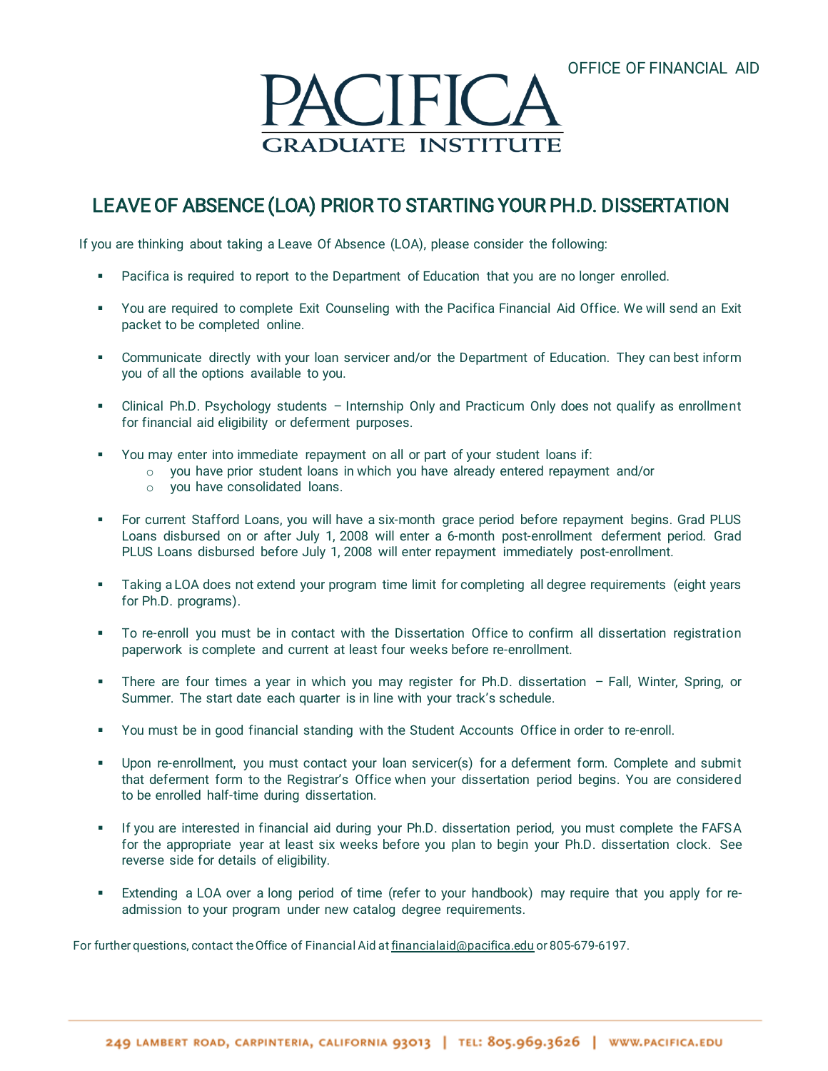OFFICE OF FINANCIAL AID

PACIFICA GRADUATE INSTITUTE

## LEAVE OF ABSENCE (LOA) PRIOR TO STARTING YOUR PH.D. DISSERTATION

If you are thinking about taking a Leave Of Absence (LOA), please consider the following:

- Pacifica is required to report to the Department of Education that you are no longer enrolled.
- You are required to complete Exit Counseling with the Pacifica Financial Aid Office. We will send an Exit packet to be completed online.
- Communicate directly with your loan servicer and/or the Department of Education. They can best inform you of all the options available to you.
- Clinical Ph.D. Psychology students – Internship Only and Practicum Only does not qualify as enrollment for financial aid eligibility or deferment purposes.
- You may enter into immediate repayment on all or part of your student loans if:
  - you have prior student loans in which you have already entered repayment and/or
  - you have consolidated loans.
- For current Stafford Loans, you will have a six-month grace period before repayment begins. Grad PLUS Loans disbursed on or after July 1, 2008 will enter a 6-month post-enrollment deferment period. Grad PLUS Loans disbursed before July 1, 2008 will enter repayment immediately post-enrollment.
- Taking a LOA does not extend your program time limit for completing all degree requirements (eight years for Ph.D. programs).
- To re-enroll you must be in contact with the Dissertation Office to confirm all dissertation registration paperwork is complete and current at least four weeks before re-enrollment.
- There are four times a year in which you may register for Ph.D. dissertation – Fall, Winter, Spring, or Summer. The start date each quarter is in line with your track's schedule.
- You must be in good financial standing with the Student Accounts Office in order to re-enroll.
- Upon re-enrollment, you must contact your loan servicer(s) for a deferment form. Complete and submit that deferment form to the Registrar's Office when your dissertation period begins. You are considered to be enrolled half-time during dissertation.
- If you are interested in financial aid during your Ph.D. dissertation period, you must complete the FAFSA for the appropriate year at least six weeks before you plan to begin your Ph.D. dissertation clock. See reverse side for details of eligibility.
- Extending a LOA over a long period of time (refer to your handbook) may require that you apply for re-admission to your program under new catalog degree requirements.

For further questions, contact the Office of Financial Aid at financialaid@pacifica.edu or 805-679-6197.

249 LAMBERT ROAD, CARPINTERIA, CALIFORNIA 93013 | TEL: 805.969.3626 | WWW.PACIFICA.EDU